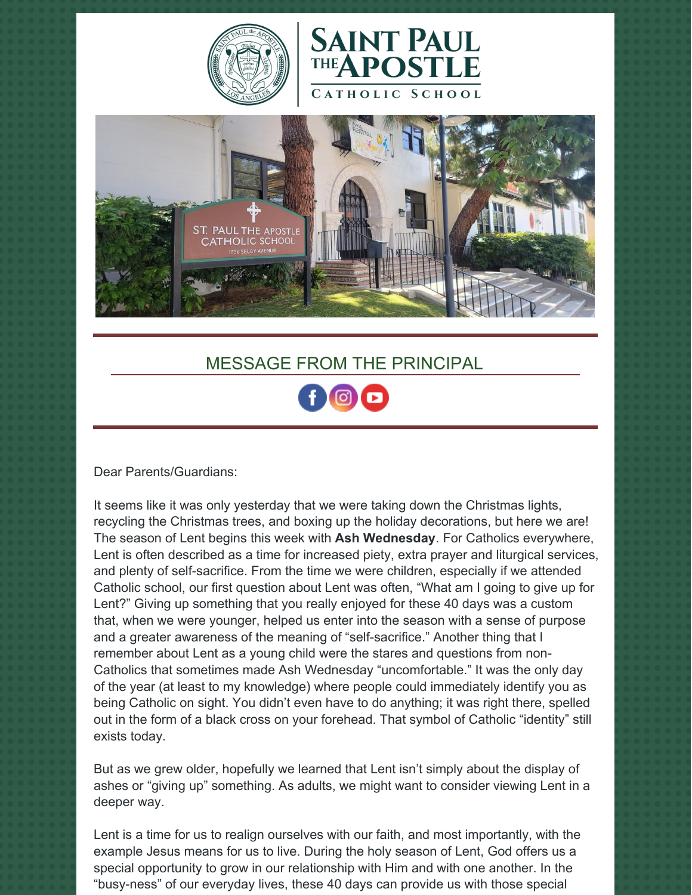# SAINT PAUL THE APOSTLE CATHOLIC SCHOOL

## MESSAGE FROM THE PRINCIPAL

Dear Parents/Guardians:

It seems like it was only yesterday that we were taking down the Christmas lights, recycling the Christmas trees, and boxing up the holiday decorations, but here we are! The season of Lent begins this week with **Ash Wednesday**. For Catholics everywhere, Lent is often described as a time for increased piety, extra prayer and liturgical services, and plenty of self-sacrifice. From the time we were children, especially if we attended Catholic school, our first question about Lent was often, “What am I going to give up for Lent?” Giving up something that you really enjoyed for these 40 days was a custom that, when we were younger, helped us enter into the season with a sense of purpose and a greater awareness of the meaning of “self-sacrifice.” Another thing that I remember about Lent as a young child were the stares and questions from non-Catholics that sometimes made Ash Wednesday “uncomfortable.” It was the only day of the year (at least to my knowledge) where people could immediately identify you as being Catholic on sight. You didn’t even have to do anything; it was right there, spelled out in the form of a black cross on your forehead. That symbol of Catholic “identity” still exists today.

But as we grew older, hopefully we learned that Lent isn’t simply about the display of ashes or “giving up” something. As adults, we might want to consider viewing Lent in a deeper way.

Lent is a time for us to realign ourselves with our faith, and most importantly, with the example Jesus means for us to live. During the holy season of Lent, God offers us a special opportunity to grow in our relationship with Him and with one another. In the “busy-ness” of our everyday lives, these 40 days can provide us with those special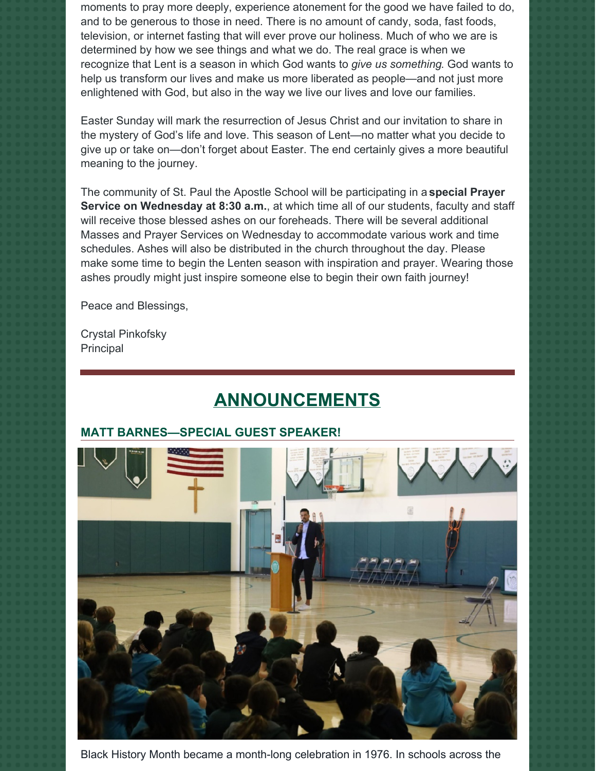moments to pray more deeply, experience atonement for the good we have failed to do, and to be generous to those in need. There is no amount of candy, soda, fast foods, television, or internet fasting that will ever prove our holiness. Much of who we are is determined by how we see things and what we do. The real grace is when we recognize that Lent is a season in which God wants to *give us something*. God wants to help us transform our lives and make us more liberated as people—and not just more enlightened with God, but also in the way we live our lives and love our families.

Easter Sunday will mark the resurrection of Jesus Christ and our invitation to share in the mystery of God's life and love. This season of Lent—no matter what you decide to give up or take on—don't forget about Easter. The end certainly gives a more beautiful meaning to the journey.

The community of St. Paul the Apostle School will be participating in a **special Prayer Service on Wednesday at 8:30 a.m.**, at which time all of our students, faculty and staff will receive those blessed ashes on our foreheads. There will be several additional Masses and Prayer Services on Wednesday to accommodate various work and time schedules. Ashes will also be distributed in the church throughout the day. Please make some time to begin the Lenten season with inspiration and prayer. Wearing those ashes proudly might just inspire someone else to begin their own faith journey!

Peace and Blessings,

Crystal Pinkofsky
Principal

---

# ANNOUNCEMENTS

## MATT BARNES—SPECIAL GUEST SPEAKER!

Black History Month became a month-long celebration in 1976. In schools across the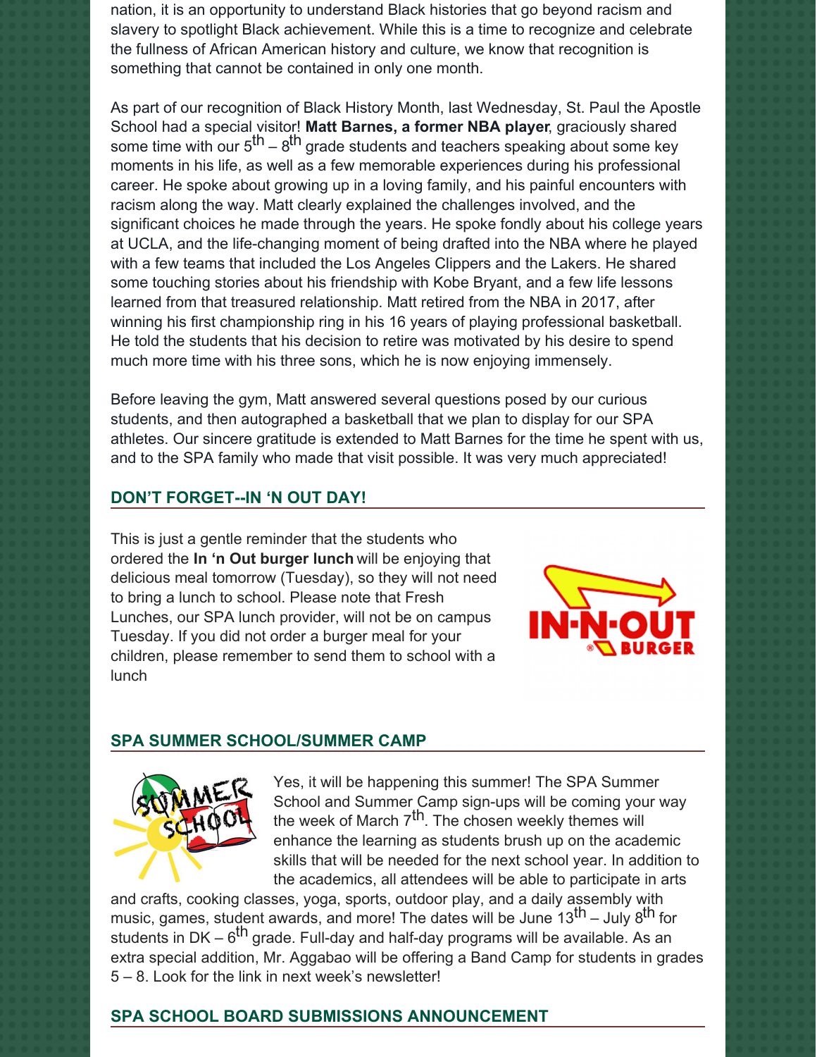nation, it is an opportunity to understand Black histories that go beyond racism and slavery to spotlight Black achievement. While this is a time to recognize and celebrate the fullness of African American history and culture, we know that recognition is something that cannot be contained in only one month.

As part of our recognition of Black History Month, last Wednesday, St. Paul the Apostle School had a special visitor! **Matt Barnes, a former NBA player**, graciously shared some time with our 5th – 8th grade students and teachers speaking about some key moments in his life, as well as a few memorable experiences during his professional career. He spoke about growing up in a loving family, and his painful encounters with racism along the way. Matt clearly explained the challenges involved, and the significant choices he made through the years. He spoke fondly about his college years at UCLA, and the life-changing moment of being drafted into the NBA where he played with a few teams that included the Los Angeles Clippers and the Lakers. He shared some touching stories about his friendship with Kobe Bryant, and a few life lessons learned from that treasured relationship. Matt retired from the NBA in 2017, after winning his first championship ring in his 16 years of playing professional basketball. He told the students that his decision to retire was motivated by his desire to spend much more time with his three sons, which he is now enjoying immensely.

Before leaving the gym, Matt answered several questions posed by our curious students, and then autographed a basketball that we plan to display for our SPA athletes. Our sincere gratitude is extended to Matt Barnes for the time he spent with us, and to the SPA family who made that visit possible. It was very much appreciated!

## DON'T FORGET--IN 'N OUT DAY!

This is just a gentle reminder that the students who ordered the **In 'n Out burger lunch** will be enjoying that delicious meal tomorrow (Tuesday), so they will not need to bring a lunch to school. Please note that Fresh Lunches, our SPA lunch provider, will not be on campus Tuesday. If you did not order a burger meal for your children, please remember to send them to school with a lunch

## SPA SUMMER SCHOOL/SUMMER CAMP

Yes, it will be happening this summer! The SPA Summer School and Summer Camp sign-ups will be coming your way the week of March 7th. The chosen weekly themes will enhance the learning as students brush up on the academic skills that will be needed for the next school year. In addition to the academics, all attendees will be able to participate in arts and crafts, cooking classes, yoga, sports, outdoor play, and a daily assembly with music, games, student awards, and more! The dates will be June 13th – July 8th for students in DK – 6th grade. Full-day and half-day programs will be available. As an extra special addition, Mr. Aggabao will be offering a Band Camp for students in grades 5 – 8. Look for the link in next week's newsletter!

## SPA SCHOOL BOARD SUBMISSIONS ANNOUNCEMENT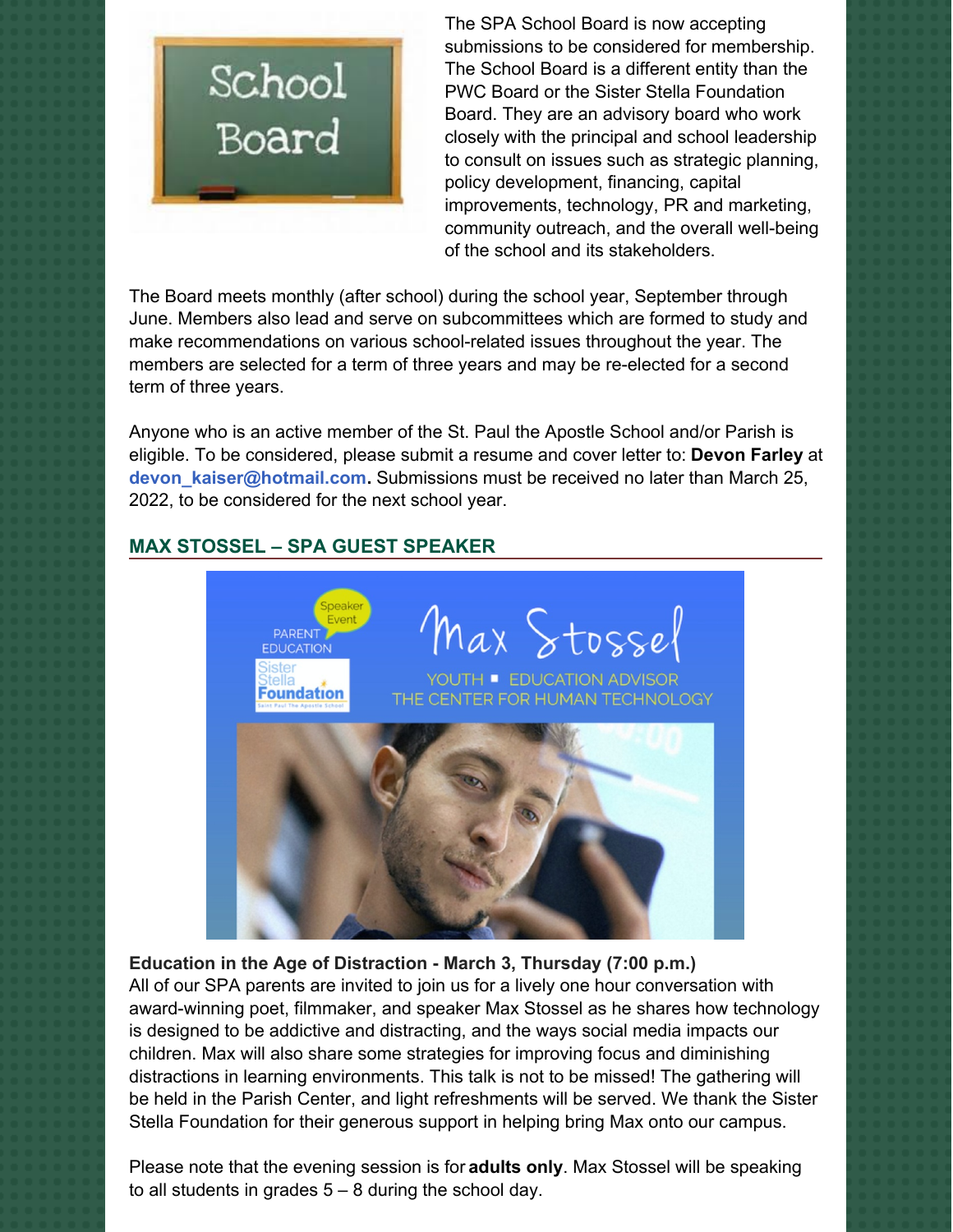The SPA School Board is now accepting submissions to be considered for membership. The School Board is a different entity than the PWC Board or the Sister Stella Foundation Board. They are an advisory board who work closely with the principal and school leadership to consult on issues such as strategic planning, policy development, financing, capital improvements, technology, PR and marketing, community outreach, and the overall well-being of the school and its stakeholders.

The Board meets monthly (after school) during the school year, September through June. Members also lead and serve on subcommittees which are formed to study and make recommendations on various school-related issues throughout the year. The members are selected for a term of three years and may be re-elected for a second term of three years.

Anyone who is an active member of the St. Paul the Apostle School and/or Parish is eligible. To be considered, please submit a resume and cover letter to: **Devon Farley** at **devon_kaiser@hotmail.com.** Submissions must be received no later than March 25, 2022, to be considered for the next school year.

## MAX STOSSEL – SPA GUEST SPEAKER

**Education in the Age of Distraction - March 3, Thursday (7:00 p.m.)**

All of our SPA parents are invited to join us for a lively one hour conversation with award-winning poet, filmmaker, and speaker Max Stossel as he shares how technology is designed to be addictive and distracting, and the ways social media impacts our children. Max will also share some strategies for improving focus and diminishing distractions in learning environments. This talk is not to be missed! The gathering will be held in the Parish Center, and light refreshments will be served. We thank the Sister Stella Foundation for their generous support in helping bring Max onto our campus.

Please note that the evening session is for **adults only**. Max Stossel will be speaking to all students in grades 5 – 8 during the school day.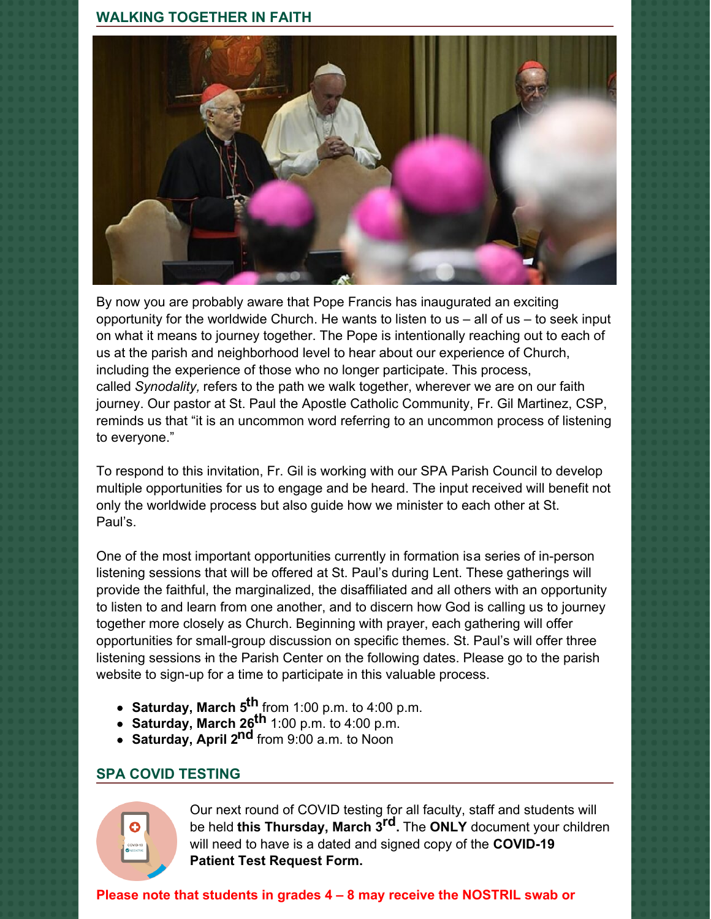## WALKING TOGETHER IN FAITH

By now you are probably aware that Pope Francis has inaugurated an exciting opportunity for the worldwide Church. He wants to listen to us – all of us – to seek input on what it means to journey together. The Pope is intentionally reaching out to each of us at the parish and neighborhood level to hear about our experience of Church, including the experience of those who no longer participate. This process, called *Synodality,* refers to the path we walk together, wherever we are on our faith journey. Our pastor at St. Paul the Apostle Catholic Community, Fr. Gil Martinez, CSP, reminds us that "it is an uncommon word referring to an uncommon process of listening to everyone."

To respond to this invitation, Fr. Gil is working with our SPA Parish Council to develop multiple opportunities for us to engage and be heard. The input received will benefit not only the worldwide process but also guide how we minister to each other at St. Paul's.

One of the most important opportunities currently in formation isa series of in-person listening sessions that will be offered at St. Paul's during Lent. These gatherings will provide the faithful, the marginalized, the disaffiliated and all others with an opportunity to listen to and learn from one another, and to discern how God is calling us to journey together more closely as Church. Beginning with prayer, each gathering will offer opportunities for small-group discussion on specific themes. St. Paul's will offer three listening sessions in the Parish Center on the following dates. Please go to the parish website to sign-up for a time to participate in this valuable process.

- **Saturday, March 5th** from 1:00 p.m. to 4:00 p.m.
- **Saturday, March 26th** 1:00 p.m. to 4:00 p.m.
- **Saturday, April 2nd** from 9:00 a.m. to Noon

## SPA COVID TESTING

Our next round of COVID testing for all faculty, staff and students will be held **this Thursday, March 3rd.** The **ONLY** document your children will need to have is a dated and signed copy of the **COVID-19 Patient Test Request Form.**

**Please note that students in grades 4 – 8 may receive the NOSTRIL swab or**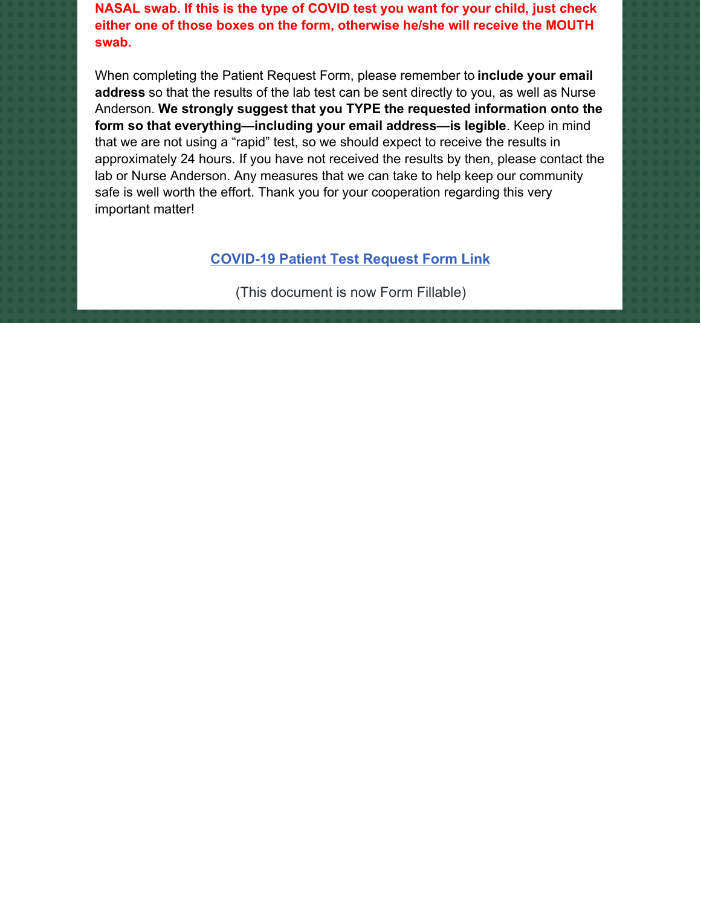**NASAL swab. If this is the type of COVID test you want for your child, just check either one of those boxes on the form, otherwise he/she will receive the MOUTH swab.**

When completing the Patient Request Form, please remember to **include your email address** so that the results of the lab test can be sent directly to you, as well as Nurse Anderson. **We strongly suggest that you TYPE the requested information onto the form so that everything—including your email address—is legible**. Keep in mind that we are not using a "rapid" test, so we should expect to receive the results in approximately 24 hours. If you have not received the results by then, please contact the lab or Nurse Anderson. Any measures that we can take to help keep our community safe is well worth the effort. Thank you for your cooperation regarding this very important matter!

**COVID-19 Patient Test Request Form Link**

(This document is now Form Fillable)